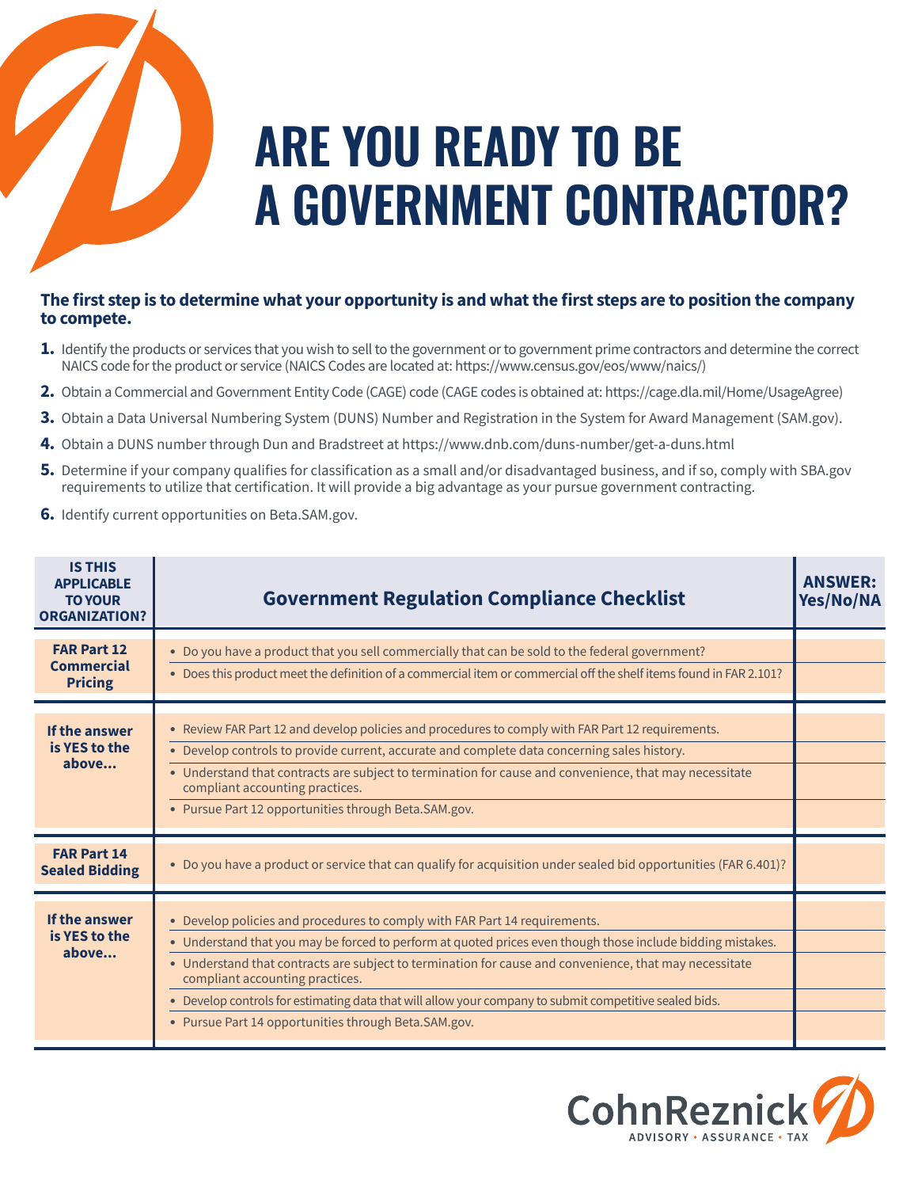# ARE YOU READY TO BE A GOVERNMENT CONTRACTOR?

**The first step is to determine what your opportunity is and what the first steps are to position the company to compete.**

1. Identify the products or services that you wish to sell to the government or to government prime contractors and determine the correct NAICS code for the product or service (NAICS Codes are located at: https://www.census.gov/eos/www/naics/)
2. Obtain a Commercial and Government Entity Code (CAGE) code (CAGE codes is obtained at: https://cage.dla.mil/Home/UsageAgree)
3. Obtain a Data Universal Numbering System (DUNS) Number and Registration in the System for Award Management (SAM.gov).
4. Obtain a DUNS number through Dun and Bradstreet at https://www.dnb.com/duns-number/get-a-duns.html
5. Determine if your company qualifies for classification as a small and/or disadvantaged business, and if so, comply with SBA.gov requirements to utilize that certification. It will provide a big advantage as your pursue government contracting.
6. Identify current opportunities on Beta.SAM.gov.

| IS THIS APPLICABLE TO YOUR ORGANIZATION? | Government Regulation Compliance Checklist | ANSWER: Yes/No/NA |
|---|---|---|
| **FAR Part 12 Commercial Pricing** | • Do you have a product that you sell commercially that can be sold to the federal government? | |
| | • Does this product meet the definition of a commercial item or commercial off the shelf items found in FAR 2.101? | |
| **If the answer is YES to the above...** | • Review FAR Part 12 and develop policies and procedures to comply with FAR Part 12 requirements. | |
| | • Develop controls to provide current, accurate and complete data concerning sales history. | |
| | • Understand that contracts are subject to termination for cause and convenience, that may necessitate compliant accounting practices. | |
| | • Pursue Part 12 opportunities through Beta.SAM.gov. | |
| **FAR Part 14 Sealed Bidding** | • Do you have a product or service that can qualify for acquisition under sealed bid opportunities (FAR 6.401)? | |
| **If the answer is YES to the above...** | • Develop policies and procedures to comply with FAR Part 14 requirements. | |
| | • Understand that you may be forced to perform at quoted prices even though those include bidding mistakes. | |
| | • Understand that contracts are subject to termination for cause and convenience, that may necessitate compliant accounting practices. | |
| | • Develop controls for estimating data that will allow your company to submit competitive sealed bids. | |
| | • Pursue Part 14 opportunities through Beta.SAM.gov. | |

CohnReznick
ADVISORY • ASSURANCE • TAX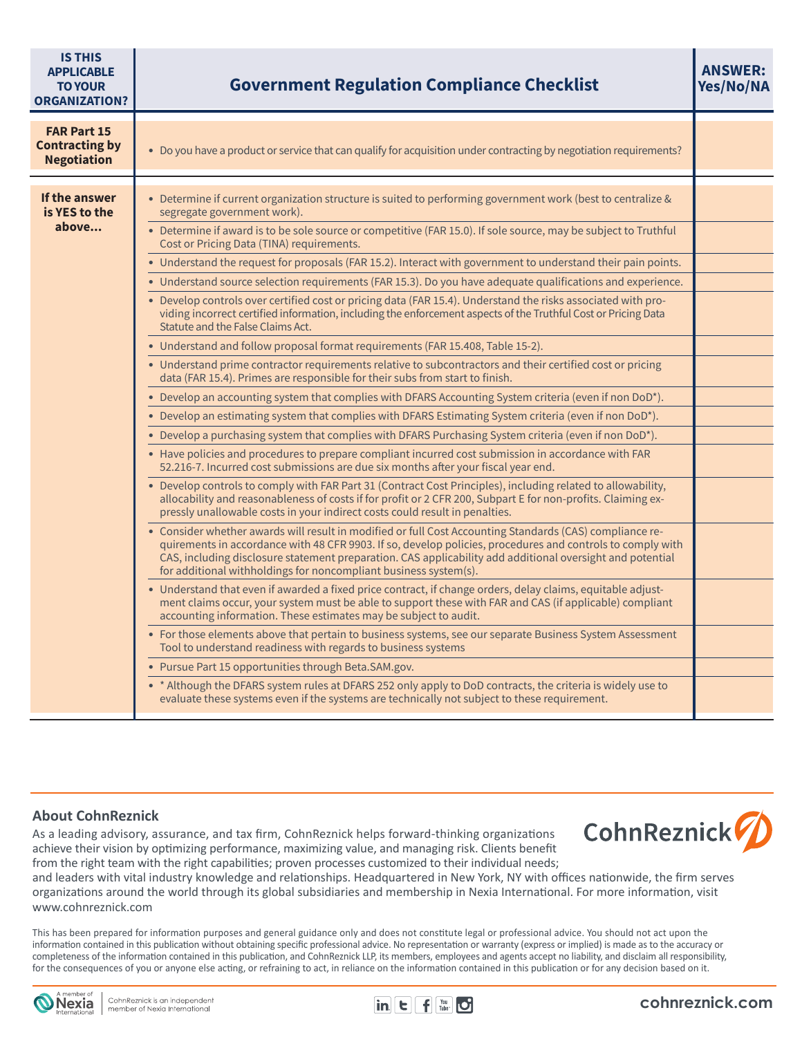| IS THIS APPLICABLE TO YOUR ORGANIZATION? | Government Regulation Compliance Checklist | ANSWER: Yes/No/NA |
|---|---|---|
| **FAR Part 15 Contracting by Negotiation** | • Do you have a product or service that can qualify for acquisition under contracting by negotiation requirements? | |
| **If the answer is YES to the above...** | • Determine if current organization structure is suited to performing government work (best to centralize & segregate government work). | |
| | • Determine if award is to be sole source or competitive (FAR 15.0). If sole source, may be subject to Truthful Cost or Pricing Data (TINA) requirements. | |
| | • Understand the request for proposals (FAR 15.2). Interact with government to understand their pain points. | |
| | • Understand source selection requirements (FAR 15.3). Do you have adequate qualifications and experience. | |
| | • Develop controls over certified cost or pricing data (FAR 15.4). Understand the risks associated with providing incorrect certified information, including the enforcement aspects of the Truthful Cost or Pricing Data Statute and the False Claims Act. | |
| | • Understand and follow proposal format requirements (FAR 15.408, Table 15-2). | |
| | • Understand prime contractor requirements relative to subcontractors and their certified cost or pricing data (FAR 15.4). Primes are responsible for their subs from start to finish. | |
| | • Develop an accounting system that complies with DFARS Accounting System criteria (even if non DoD*). | |
| | • Develop an estimating system that complies with DFARS Estimating System criteria (even if non DoD*). | |
| | • Develop a purchasing system that complies with DFARS Purchasing System criteria (even if non DoD*). | |
| | • Have policies and procedures to prepare compliant incurred cost submission in accordance with FAR 52.216-7. Incurred cost submissions are due six months after your fiscal year end. | |
| | • Develop controls to comply with FAR Part 31 (Contract Cost Principles), including related to allowability, allocability and reasonableness of costs if for profit or 2 CFR 200, Subpart E for non-profits. Claiming expressly unallowable costs in your indirect costs could result in penalties. | |
| | • Consider whether awards will result in modified or full Cost Accounting Standards (CAS) compliance requirements in accordance with 48 CFR 9903. If so, develop policies, procedures and controls to comply with CAS, including disclosure statement preparation. CAS applicability add additional oversight and potential for additional withholdings for noncompliant business system(s). | |
| | • Understand that even if awarded a fixed price contract, if change orders, delay claims, equitable adjustment claims occur, your system must be able to support these with FAR and CAS (if applicable) compliant accounting information. These estimates may be subject to audit. | |
| | • For those elements above that pertain to business systems, see our separate Business System Assessment Tool to understand readiness with regards to business systems | |
| | • Pursue Part 15 opportunities through Beta.SAM.gov. | |
| | • * Although the DFARS system rules at DFARS 252 only apply to DoD contracts, the criteria is widely use to evaluate these systems even if the systems are technically not subject to these requirement. | |

## About CohnReznick

As a leading advisory, assurance, and tax firm, CohnReznick helps forward-thinking organizations achieve their vision by optimizing performance, maximizing value, and managing risk. Clients benefit from the right team with the right capabilities; proven processes customized to their individual needs; and leaders with vital industry knowledge and relationships. Headquartered in New York, NY with offices nationwide, the firm serves organizations around the world through its global subsidiaries and membership in Nexia International. For more information, visit www.cohnreznick.com

This has been prepared for information purposes and general guidance only and does not constitute legal or professional advice. You should not act upon the information contained in this publication without obtaining specific professional advice. No representation or warranty (express or implied) is made as to the accuracy or completeness of the information contained in this publication, and CohnReznick LLP, its members, employees and agents accept no liability, and disclaim all responsibility, for the consequences of you or anyone else acting, or refraining to act, in reliance on the information contained in this publication or for any decision based on it.

A member of Nexia International — CohnReznick is an independent member of Nexia International

cohnreznick.com